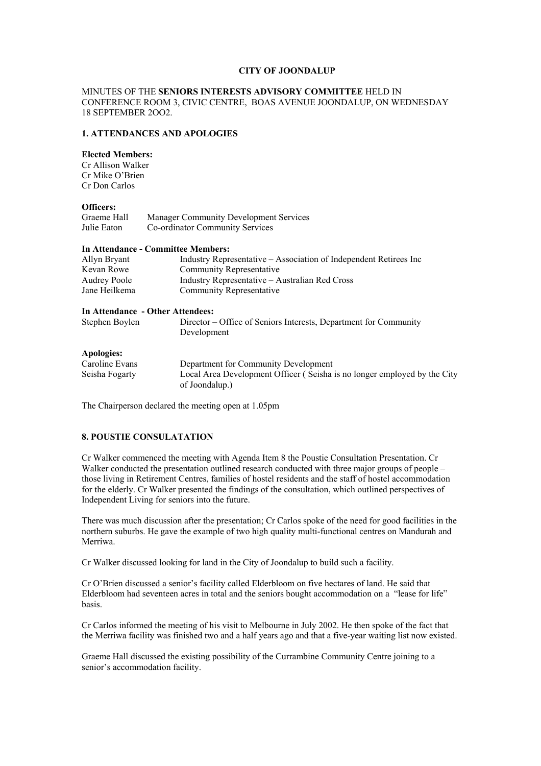**CITY OF JOONDALUP**

MINUTES OF THE **SENIORS INTERESTS ADVISORY COMMITTEE** HELD IN CONFERENCE ROOM 3, CIVIC CENTRE, BOAS AVENUE JOONDALUP, ON WEDNESDAY 18 SEPTEMBER 2OO2.

## 1. ATTENDANCES AND APOLOGIES

**Elected Members:**
Cr Allison Walker
Cr Mike O'Brien
Cr Don Carlos

**Officers:**

| | |
|---|---|
| Graeme Hall | Manager Community Development Services |
| Julie Eaton | Co-ordinator Community Services |

**In Attendance - Committee Members:**

| | |
|---|---|
| Allyn Bryant | Industry Representative – Association of Independent Retirees Inc |
| Kevan Rowe | Community Representative |
| Audrey Poole | Industry Representative – Australian Red Cross |
| Jane Heilkema | Community Representative |

**In Attendance - Other Attendees:**

| | |
|---|---|
| Stephen Boylen | Director – Office of Seniors Interests, Department for Community Development |

**Apologies:**

| | |
|---|---|
| Caroline Evans | Department for Community Development |
| Seisha Fogarty | Local Area Development Officer ( Seisha is no longer employed by the City of Joondalup.) |

The Chairperson declared the meeting open at 1.05pm

## 8. POUSTIE CONSULATATION

Cr Walker commenced the meeting with Agenda Item 8 the Poustie Consultation Presentation. Cr Walker conducted the presentation outlined research conducted with three major groups of people – those living in Retirement Centres, families of hostel residents and the staff of hostel accommodation for the elderly. Cr Walker presented the findings of the consultation, which outlined perspectives of Independent Living for seniors into the future.

There was much discussion after the presentation; Cr Carlos spoke of the need for good facilities in the northern suburbs. He gave the example of two high quality multi-functional centres on Mandurah and Merriwa.

Cr Walker discussed looking for land in the City of Joondalup to build such a facility.

Cr O'Brien discussed a senior's facility called Elderbloom on five hectares of land. He said that Elderbloom had seventeen acres in total and the seniors bought accommodation on a "lease for life" basis.

Cr Carlos informed the meeting of his visit to Melbourne in July 2002. He then spoke of the fact that the Merriwa facility was finished two and a half years ago and that a five-year waiting list now existed.

Graeme Hall discussed the existing possibility of the Currambine Community Centre joining to a senior's accommodation facility.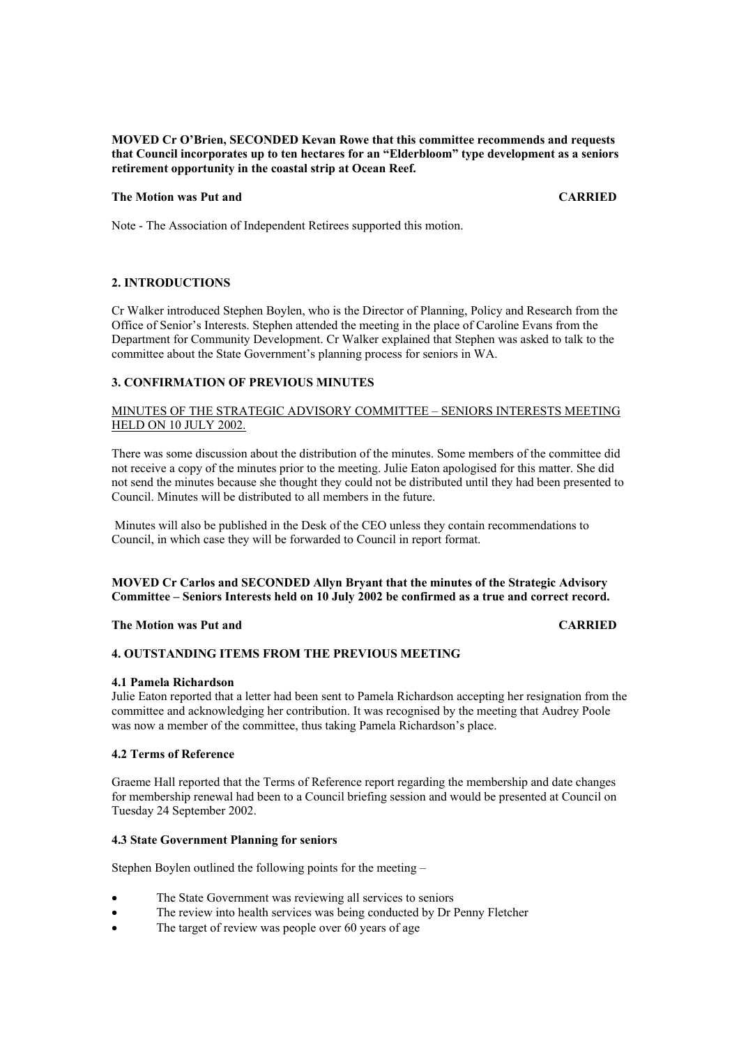**MOVED Cr O'Brien, SECONDED Kevan Rowe that this committee recommends and requests that Council incorporates up to ten hectares for an "Elderbloom" type development as a seniors retirement opportunity in the coastal strip at Ocean Reef.**

**The Motion was Put and CARRIED**

Note - The Association of Independent Retirees supported this motion.

## 2. INTRODUCTIONS

Cr Walker introduced Stephen Boylen, who is the Director of Planning, Policy and Research from the Office of Senior's Interests. Stephen attended the meeting in the place of Caroline Evans from the Department for Community Development. Cr Walker explained that Stephen was asked to talk to the committee about the State Government's planning process for seniors in WA.

## 3. CONFIRMATION OF PREVIOUS MINUTES

MINUTES OF THE STRATEGIC ADVISORY COMMITTEE – SENIORS INTERESTS MEETING HELD ON 10 JULY 2002.

There was some discussion about the distribution of the minutes. Some members of the committee did not receive a copy of the minutes prior to the meeting. Julie Eaton apologised for this matter. She did not send the minutes because she thought they could not be distributed until they had been presented to Council. Minutes will be distributed to all members in the future.

Minutes will also be published in the Desk of the CEO unless they contain recommendations to Council, in which case they will be forwarded to Council in report format.

**MOVED Cr Carlos and SECONDED Allyn Bryant that the minutes of the Strategic Advisory Committee – Seniors Interests held on 10 July 2002 be confirmed as a true and correct record.**

**The Motion was Put and CARRIED**

## 4. OUTSTANDING ITEMS FROM THE PREVIOUS MEETING

### 4.1 Pamela Richardson

Julie Eaton reported that a letter had been sent to Pamela Richardson accepting her resignation from the committee and acknowledging her contribution. It was recognised by the meeting that Audrey Poole was now a member of the committee, thus taking Pamela Richardson's place.

### 4.2 Terms of Reference

Graeme Hall reported that the Terms of Reference report regarding the membership and date changes for membership renewal had been to a Council briefing session and would be presented at Council on Tuesday 24 September 2002.

### 4.3 State Government Planning for seniors

Stephen Boylen outlined the following points for the meeting –

- The State Government was reviewing all services to seniors
- The review into health services was being conducted by Dr Penny Fletcher
- The target of review was people over 60 years of age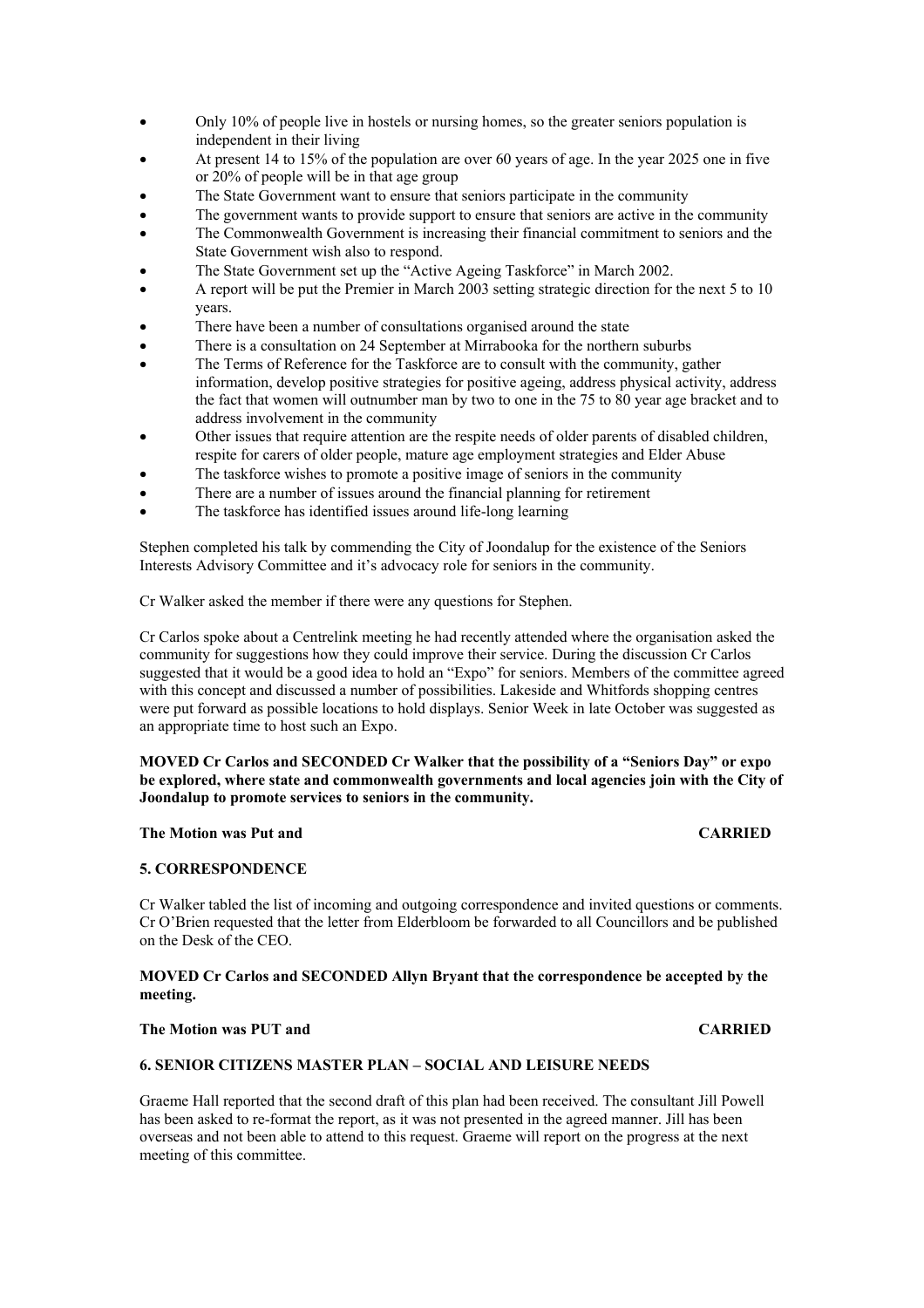- Only 10% of people live in hostels or nursing homes, so the greater seniors population is independent in their living
- At present 14 to 15% of the population are over 60 years of age. In the year 2025 one in five or 20% of people will be in that age group
- The State Government want to ensure that seniors participate in the community
- The government wants to provide support to ensure that seniors are active in the community
- The Commonwealth Government is increasing their financial commitment to seniors and the State Government wish also to respond.
- The State Government set up the "Active Ageing Taskforce" in March 2002.
- A report will be put the Premier in March 2003 setting strategic direction for the next 5 to 10 years.
- There have been a number of consultations organised around the state
- There is a consultation on 24 September at Mirrabooka for the northern suburbs
- The Terms of Reference for the Taskforce are to consult with the community, gather information, develop positive strategies for positive ageing, address physical activity, address the fact that women will outnumber man by two to one in the 75 to 80 year age bracket and to address involvement in the community
- Other issues that require attention are the respite needs of older parents of disabled children, respite for carers of older people, mature age employment strategies and Elder Abuse
- The taskforce wishes to promote a positive image of seniors in the community
- There are a number of issues around the financial planning for retirement
- The taskforce has identified issues around life-long learning

Stephen completed his talk by commending the City of Joondalup for the existence of the Seniors Interests Advisory Committee and it's advocacy role for seniors in the community.

Cr Walker asked the member if there were any questions for Stephen.

Cr Carlos spoke about a Centrelink meeting he had recently attended where the organisation asked the community for suggestions how they could improve their service. During the discussion Cr Carlos suggested that it would be a good idea to hold an "Expo" for seniors. Members of the committee agreed with this concept and discussed a number of possibilities. Lakeside and Whitfords shopping centres were put forward as possible locations to hold displays. Senior Week in late October was suggested as an appropriate time to host such an Expo.

**MOVED Cr Carlos and SECONDED Cr Walker that the possibility of a "Seniors Day" or expo be explored, where state and commonwealth governments and local agencies join with the City of Joondalup to promote services to seniors in the community.**

**The Motion was Put and CARRIED**

## 5. CORRESPONDENCE

Cr Walker tabled the list of incoming and outgoing correspondence and invited questions or comments. Cr O'Brien requested that the letter from Elderbloom be forwarded to all Councillors and be published on the Desk of the CEO.

**MOVED Cr Carlos and SECONDED Allyn Bryant that the correspondence be accepted by the meeting.**

**The Motion was PUT and CARRIED**

## 6. SENIOR CITIZENS MASTER PLAN – SOCIAL AND LEISURE NEEDS

Graeme Hall reported that the second draft of this plan had been received. The consultant Jill Powell has been asked to re-format the report, as it was not presented in the agreed manner. Jill has been overseas and not been able to attend to this request. Graeme will report on the progress at the next meeting of this committee.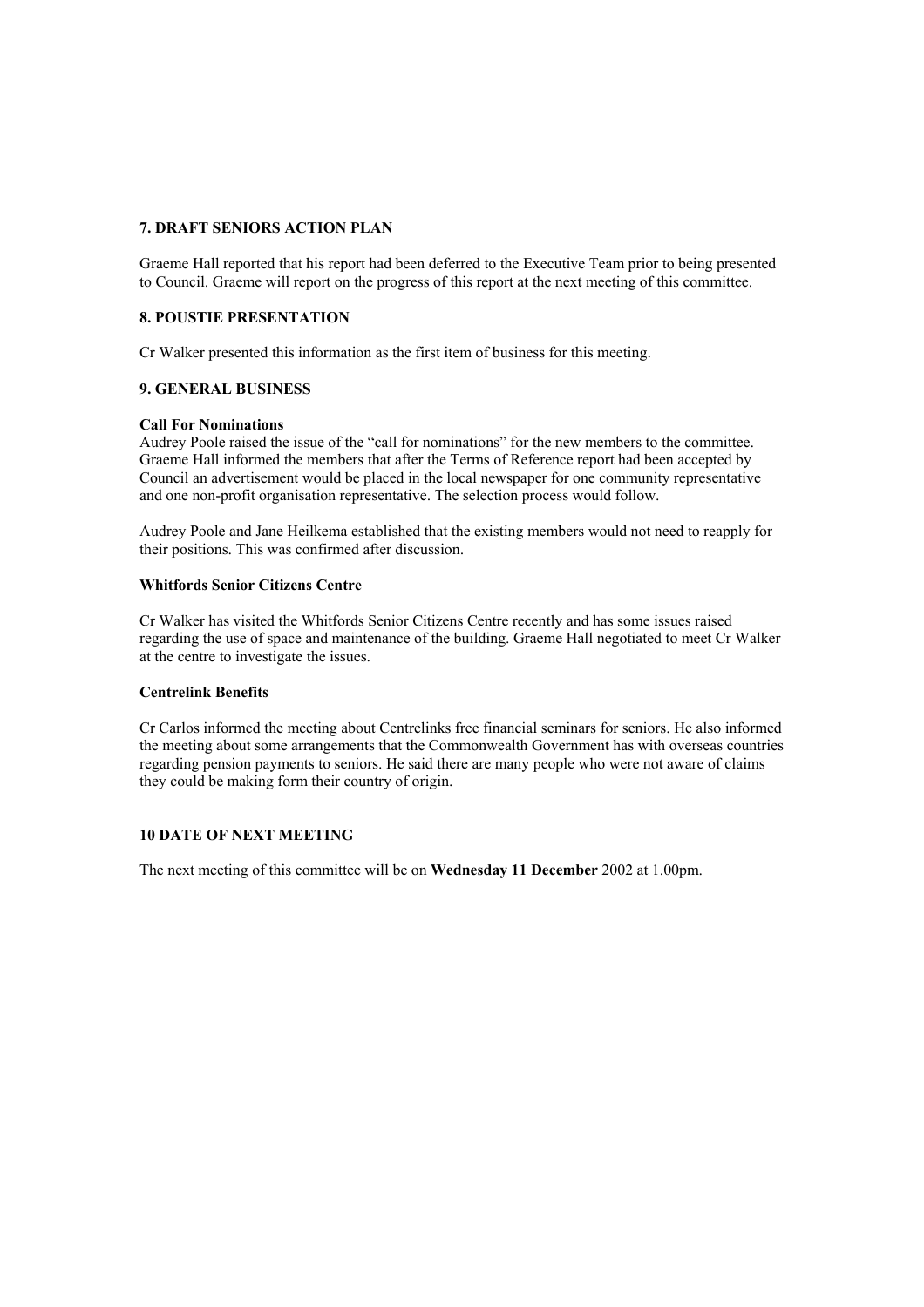## 7. DRAFT SENIORS ACTION PLAN

Graeme Hall reported that his report had been deferred to the Executive Team prior to being presented to Council. Graeme will report on the progress of this report at the next meeting of this committee.

## 8. POUSTIE PRESENTATION

Cr Walker presented this information as the first item of business for this meeting.

## 9. GENERAL BUSINESS

### Call For Nominations

Audrey Poole raised the issue of the "call for nominations" for the new members to the committee. Graeme Hall informed the members that after the Terms of Reference report had been accepted by Council an advertisement would be placed in the local newspaper for one community representative and one non-profit organisation representative. The selection process would follow.

Audrey Poole and Jane Heilkema established that the existing members would not need to reapply for their positions. This was confirmed after discussion.

### Whitfords Senior Citizens Centre

Cr Walker has visited the Whitfords Senior Citizens Centre recently and has some issues raised regarding the use of space and maintenance of the building. Graeme Hall negotiated to meet Cr Walker at the centre to investigate the issues.

### Centrelink Benefits

Cr Carlos informed the meeting about Centrelinks free financial seminars for seniors. He also informed the meeting about some arrangements that the Commonwealth Government has with overseas countries regarding pension payments to seniors. He said there are many people who were not aware of claims they could be making form their country of origin.

## 10 DATE OF NEXT MEETING

The next meeting of this committee will be on **Wednesday 11 December** 2002 at 1.00pm.